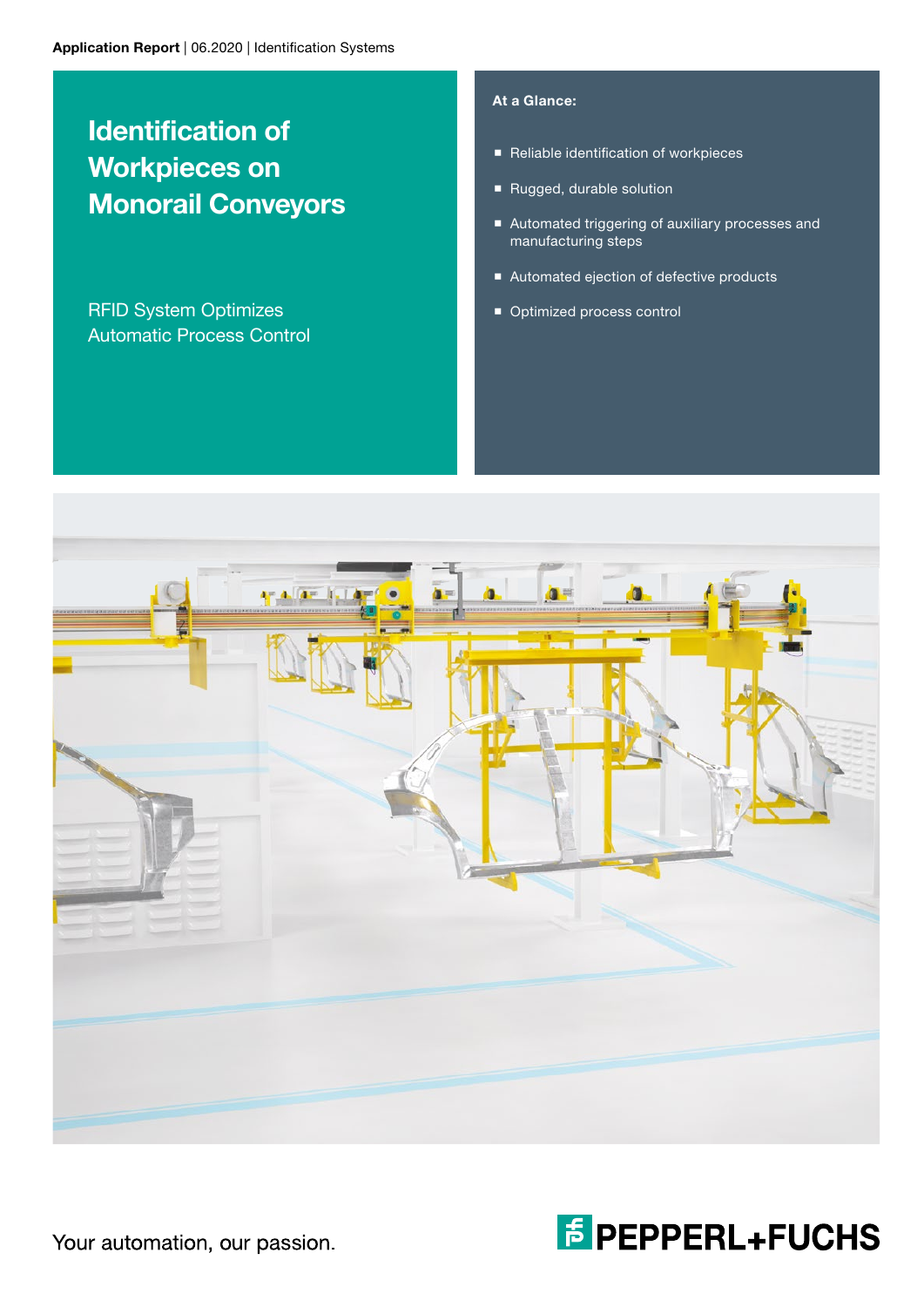Application Report | 06.2020 | Identification Systems

# Identification of Workpieces on Monorail Conveyors

RFID System Optimizes Automatic Process Control

**At a Glance:**

- Reliable identification of workpieces
- Rugged, durable solution
- Automated triggering of auxiliary processes and manufacturing steps
- Automated ejection of defective products
- Optimized process control

Your automation, our passion.

PEPPERL+FUCHS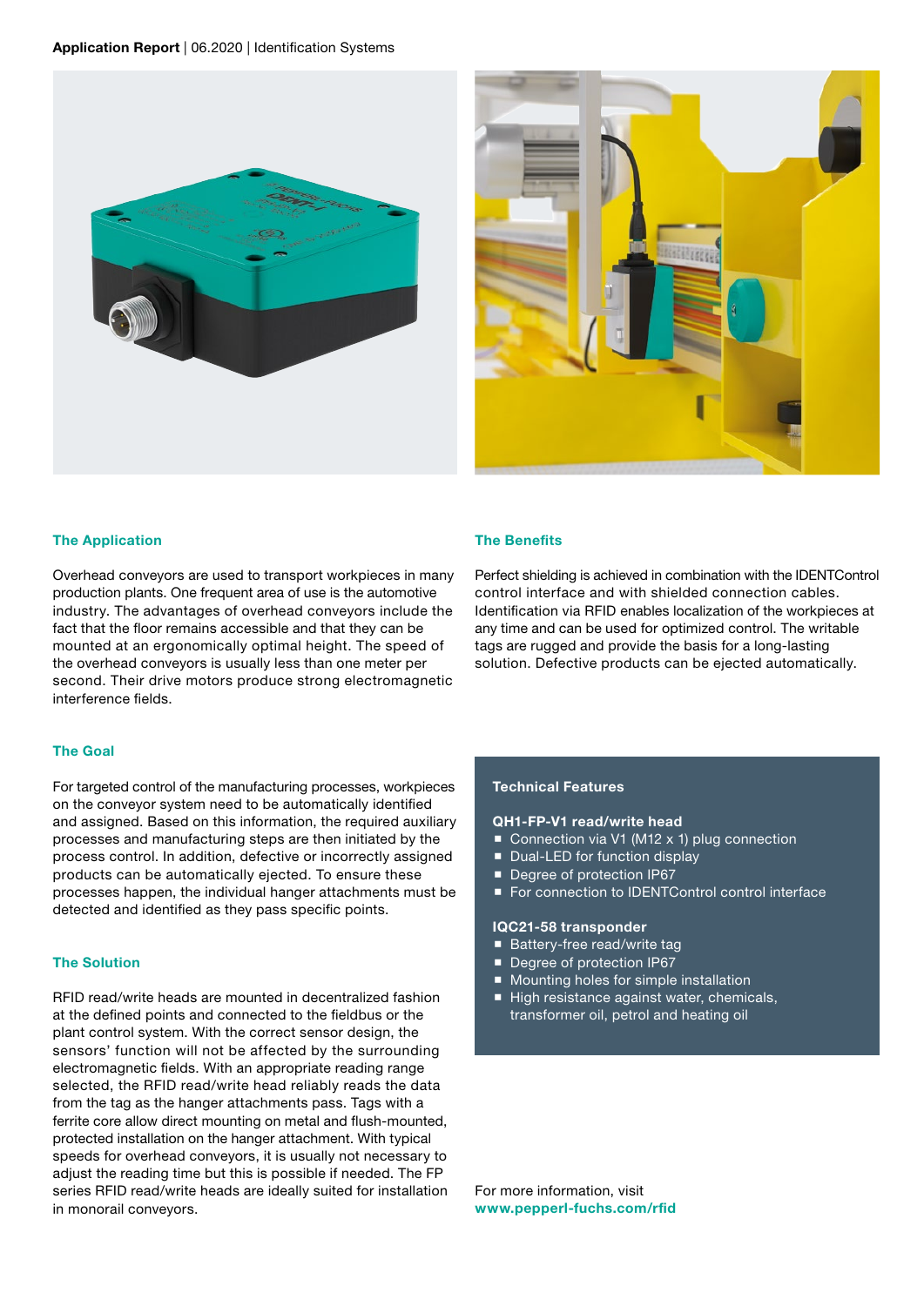Application Report | 06.2020 | Identification Systems

## The Application

Overhead conveyors are used to transport workpieces in many production plants. One frequent area of use is the automotive industry. The advantages of overhead conveyors include the fact that the floor remains accessible and that they can be mounted at an ergonomically optimal height. The speed of the overhead conveyors is usually less than one meter per second. Their drive motors produce strong electromagnetic interference fields.

## The Goal

For targeted control of the manufacturing processes, workpieces on the conveyor system need to be automatically identified and assigned. Based on this information, the required auxiliary processes and manufacturing steps are then initiated by the process control. In addition, defective or incorrectly assigned products can be automatically ejected. To ensure these processes happen, the individual hanger attachments must be detected and identified as they pass specific points.

## The Solution

RFID read/write heads are mounted in decentralized fashion at the defined points and connected to the fieldbus or the plant control system. With the correct sensor design, the sensors' function will not be affected by the surrounding electromagnetic fields. With an appropriate reading range selected, the RFID read/write head reliably reads the data from the tag as the hanger attachments pass. Tags with a ferrite core allow direct mounting on metal and flush-mounted, protected installation on the hanger attachment. With typical speeds for overhead conveyors, it is usually not necessary to adjust the reading time but this is possible if needed. The FP series RFID read/write heads are ideally suited for installation in monorail conveyors.

## The Benefits

Perfect shielding is achieved in combination with the IDENTControl control interface and with shielded connection cables. Identification via RFID enables localization of the workpieces at any time and can be used for optimized control. The writable tags are rugged and provide the basis for a long-lasting solution. Defective products can be ejected automatically.

## Technical Features

**QH1-FP-V1 read/write head**

- Connection via V1 (M12 x 1) plug connection
- Dual-LED for function display
- Degree of protection IP67
- For connection to IDENTControl control interface

**IQC21-58 transponder**

- Battery-free read/write tag
- Degree of protection IP67
- Mounting holes for simple installation
- High resistance against water, chemicals, transformer oil, petrol and heating oil

For more information, visit
**www.pepperl-fuchs.com/rfid**